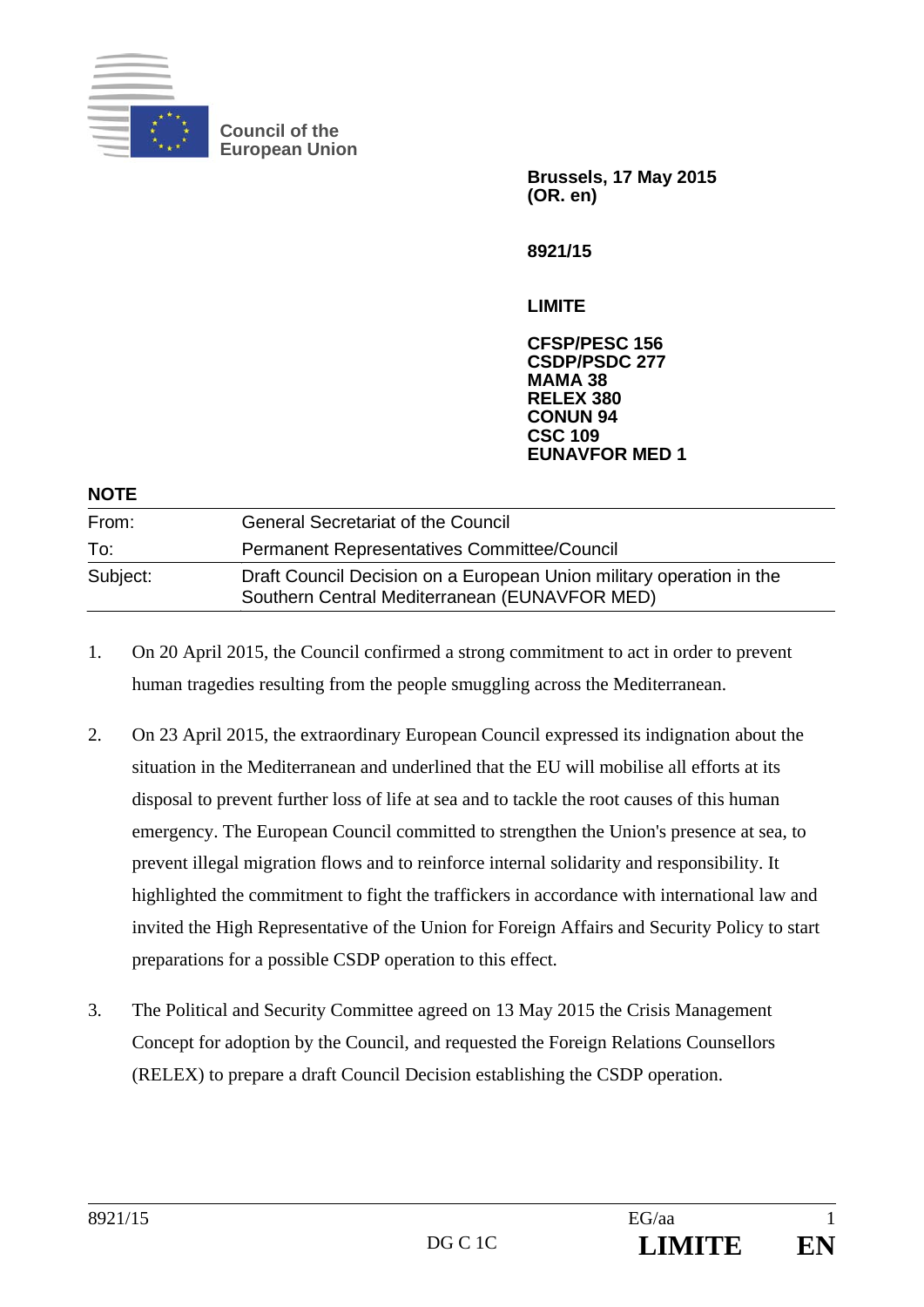Council of the European Union

**Brussels, 17 May 2015**
**(OR. en)**

**8921/15**

**LIMITE**

**CFSP/PESC 156**
**CSDP/PSDC 277**
**MAMA 38**
**RELEX 380**
**CONUN 94**
**CSC 109**
**EUNAVFOR MED 1**

**NOTE**

| | |
|---|---|
| From: | General Secretariat of the Council |
| To: | Permanent Representatives Committee/Council |
| Subject: | Draft Council Decision on a European Union military operation in the Southern Central Mediterranean (EUNAVFOR MED) |

1. On 20 April 2015, the Council confirmed a strong commitment to act in order to prevent human tragedies resulting from the people smuggling across the Mediterranean.

2. On 23 April 2015, the extraordinary European Council expressed its indignation about the situation in the Mediterranean and underlined that the EU will mobilise all efforts at its disposal to prevent further loss of life at sea and to tackle the root causes of this human emergency. The European Council committed to strengthen the Union's presence at sea, to prevent illegal migration flows and to reinforce internal solidarity and responsibility. It highlighted the commitment to fight the traffickers in accordance with international law and invited the High Representative of the Union for Foreign Affairs and Security Policy to start preparations for a possible CSDP operation to this effect.

3. The Political and Security Committee agreed on 13 May 2015 the Crisis Management Concept for adoption by the Council, and requested the Foreign Relations Counsellors (RELEX) to prepare a draft Council Decision establishing the CSDP operation.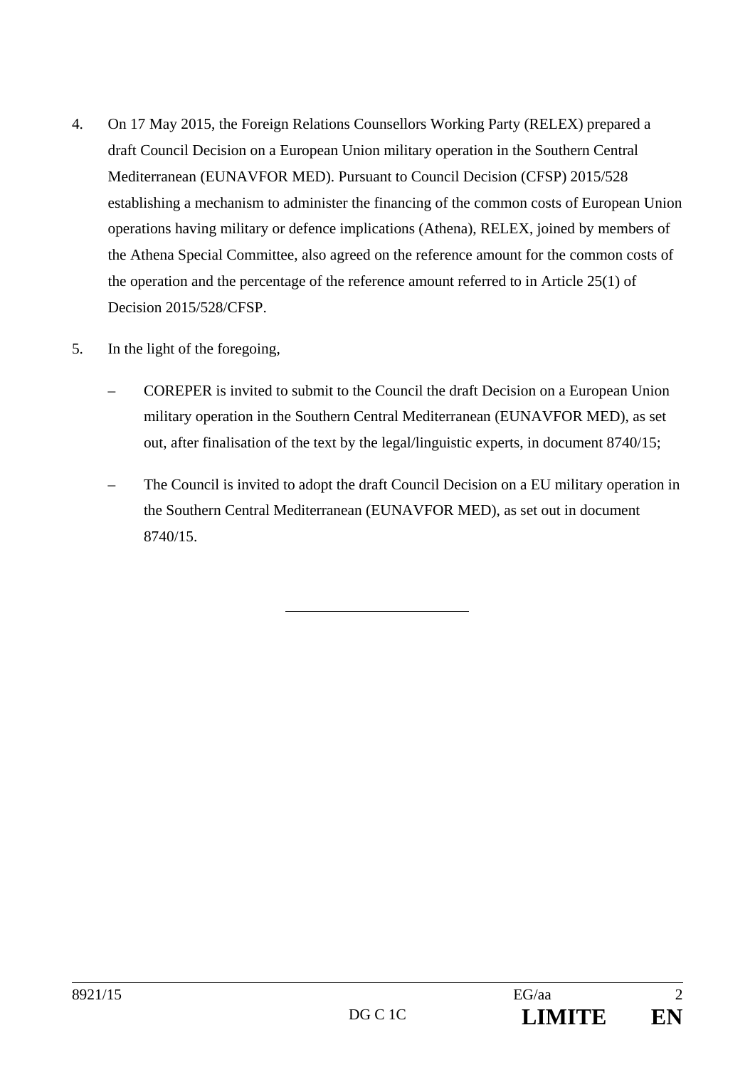4. On 17 May 2015, the Foreign Relations Counsellors Working Party (RELEX) prepared a draft Council Decision on a European Union military operation in the Southern Central Mediterranean (EUNAVFOR MED). Pursuant to Council Decision (CFSP) 2015/528 establishing a mechanism to administer the financing of the common costs of European Union operations having military or defence implications (Athena), RELEX, joined by members of the Athena Special Committee, also agreed on the reference amount for the common costs of the operation and the percentage of the reference amount referred to in Article 25(1) of Decision 2015/528/CFSP.

5. In the light of the foregoing,

   – COREPER is invited to submit to the Council the draft Decision on a European Union military operation in the Southern Central Mediterranean (EUNAVFOR MED), as set out, after finalisation of the text by the legal/linguistic experts, in document 8740/15;

   – The Council is invited to adopt the draft Council Decision on a EU military operation in the Southern Central Mediterranean (EUNAVFOR MED), as set out in document 8740/15.